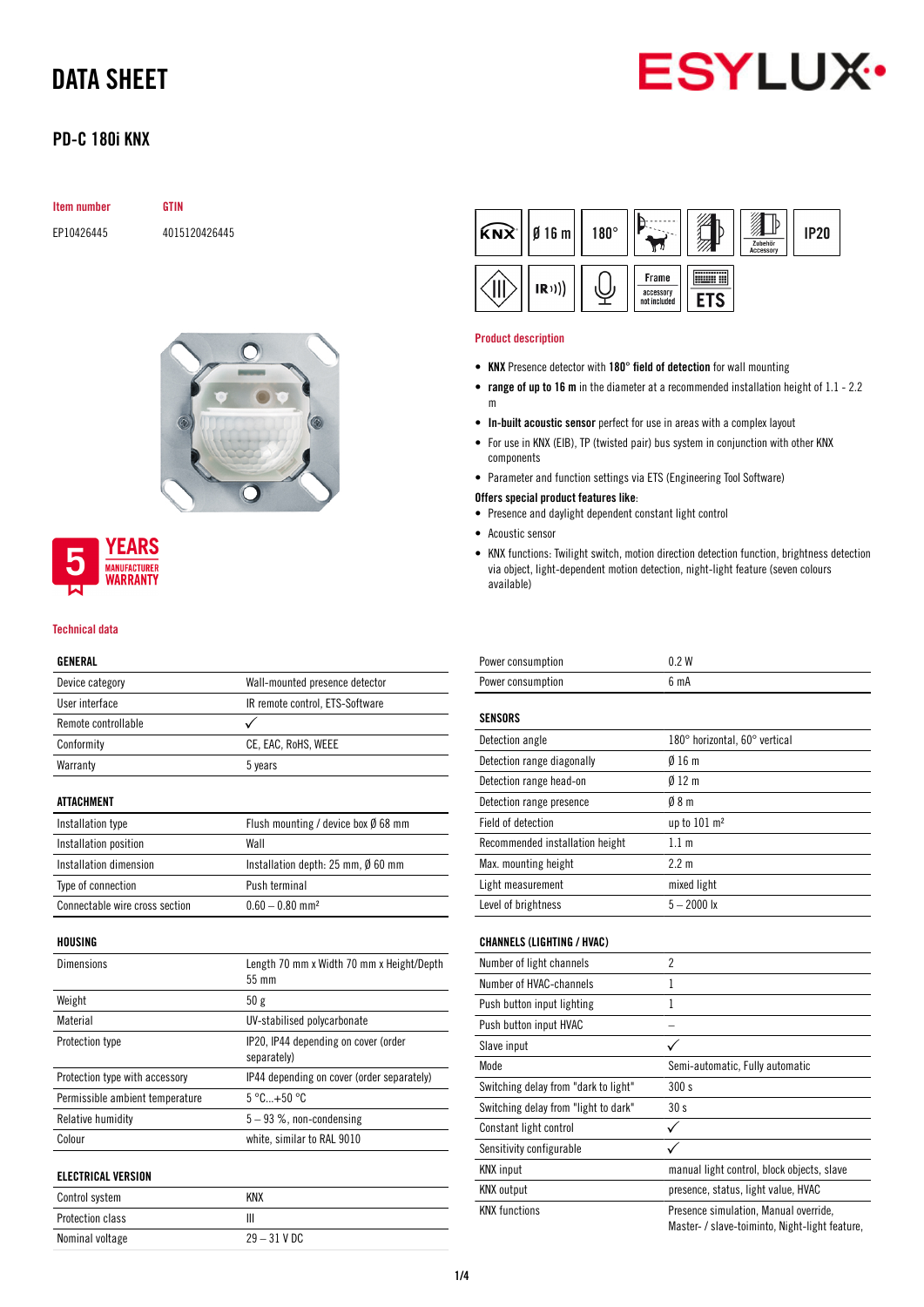# DATA SHEET

## PD-C 180i KNX

| Item number | GTIN |
|---|---|
| EP10426445 | 4015120426445 |

5 YEARS MANUFACTURER WARRANTY

KNX | Ø 16 m | 180° | Zubehör Accessory | IP20 | IR | Frame accessory not included | ETS

### Product description

- **KNX** Presence detector with **180° field of detection** for wall mounting
- **range of up to 16 m** in the diameter at a recommended installation height of 1.1 - 2.2 m
- **In-built acoustic sensor** perfect for use in areas with a complex layout
- For use in KNX (EIB), TP (twisted pair) bus system in conjunction with other KNX components
- Parameter and function settings via ETS (Engineering Tool Software)

**Offers special product features like**:

- Presence and daylight dependent constant light control
- Acoustic sensor
- KNX functions: Twilight switch, motion direction detection function, brightness detection via object, light-dependent motion detection, night-light feature (seven colours available)

### Technical data

| GENERAL | |
|---|---|
| Device category | Wall-mounted presence detector |
| User interface | IR remote control, ETS-Software |
| Remote controllable | ✓ |
| Conformity | CE, EAC, RoHS, WEEE |
| Warranty | 5 years |

| ATTACHMENT | |
|---|---|
| Installation type | Flush mounting / device box Ø 68 mm |
| Installation position | Wall |
| Installation dimension | Installation depth: 25 mm, Ø 60 mm |
| Type of connection | Push terminal |
| Connectable wire cross section | 0.60 – 0.80 mm² |

| HOUSING | |
|---|---|
| Dimensions | Length 70 mm x Width 70 mm x Height/Depth 55 mm |
| Weight | 50 g |
| Material | UV-stabilised polycarbonate |
| Protection type | IP20, IP44 depending on cover (order separately) |
| Protection type with accessory | IP44 depending on cover (order separately) |
| Permissible ambient temperature | 5 °C...+50 °C |
| Relative humidity | 5 – 93 %, non-condensing |
| Colour | white, similar to RAL 9010 |

| ELECTRICAL VERSION | |
|---|---|
| Control system | KNX |
| Protection class | III |
| Nominal voltage | 29 – 31 V DC |
| Power consumption | 0.2 W |
| Power consumption | 6 mA |

| SENSORS | |
|---|---|
| Detection angle | 180° horizontal, 60° vertical |
| Detection range diagonally | Ø 16 m |
| Detection range head-on | Ø 12 m |
| Detection range presence | Ø 8 m |
| Field of detection | up to 101 m² |
| Recommended installation height | 1.1 m |
| Max. mounting height | 2.2 m |
| Light measurement | mixed light |
| Level of brightness | 5 – 2000 lx |

| CHANNELS (LIGHTING / HVAC) | |
|---|---|
| Number of light channels | 2 |
| Number of HVAC-channels | 1 |
| Push button input lighting | 1 |
| Push button input HVAC | – |
| Slave input | ✓ |
| Mode | Semi-automatic, Fully automatic |
| Switching delay from "dark to light" | 300 s |
| Switching delay from "light to dark" | 30 s |
| Constant light control | ✓ |
| Sensitivity configurable | ✓ |
| KNX input | manual light control, block objects, slave |
| KNX output | presence, status, light value, HVAC |
| KNX functions | Presence simulation, Manual override, Master- / slave-toiminto, Night-light feature, |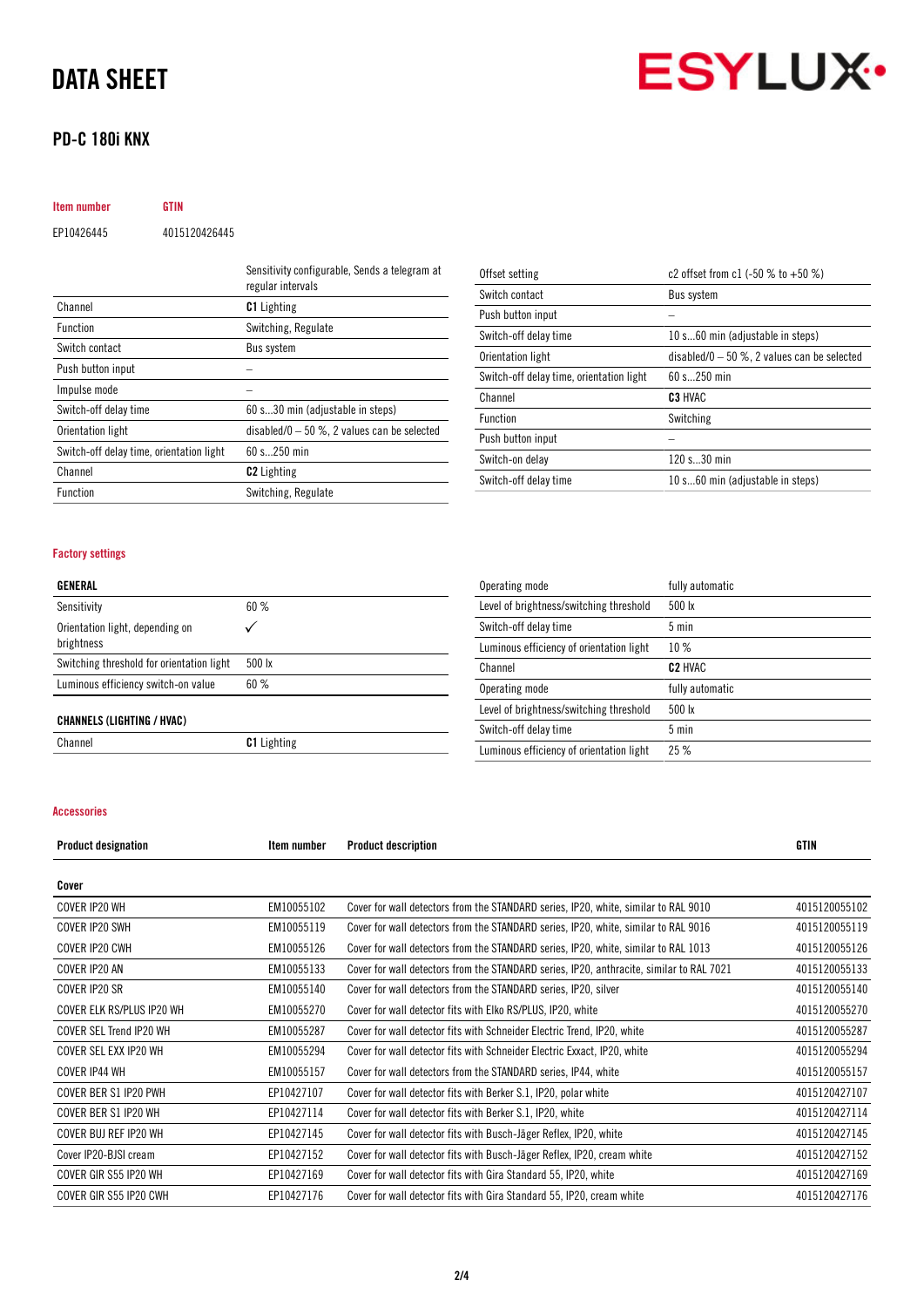# DATA SHEET

## PD-C 180i KNX

| Item number | GTIN |
|---|---|
| EP10426445 | 4015120426445 |

| | Sensitivity configurable, Sends a telegram at regular intervals |
|---|---|
| Channel | **C1** Lighting |
| Function | Switching, Regulate |
| Switch contact | Bus system |
| Push button input | – |
| Impulse mode | – |
| Switch-off delay time | 60 s...30 min (adjustable in steps) |
| Orientation light | disabled/0 – 50 %, 2 values can be selected |
| Switch-off delay time, orientation light | 60 s...250 min |
| Channel | **C2** Lighting |
| Function | Switching, Regulate |
| Offset setting | c2 offset from c1 (-50 % to +50 %) |
| Switch contact | Bus system |
| Push button input | – |
| Switch-off delay time | 10 s...60 min (adjustable in steps) |
| Orientation light | disabled/0 – 50 %, 2 values can be selected |
| Switch-off delay time, orientation light | 60 s...250 min |
| Channel | **C3** HVAC |
| Function | Switching |
| Push button input | – |
| Switch-on delay | 120 s...30 min |
| Switch-off delay time | 10 s...60 min (adjustable in steps) |

### Factory settings

| GENERAL | |
|---|---|
| Sensitivity | 60 % |
| Orientation light, depending on brightness | ✓ |
| Switching threshold for orientation light | 500 lx |
| Luminous efficiency switch-on value | 60 % |

| CHANNELS (LIGHTING / HVAC) | |
|---|---|
| Channel | **C1** Lighting |
| Operating mode | fully automatic |
| Level of brightness/switching threshold | 500 lx |
| Switch-off delay time | 5 min |
| Luminous efficiency of orientation light | 10 % |
| Channel | **C2** HVAC |
| Operating mode | fully automatic |
| Level of brightness/switching threshold | 500 lx |
| Switch-off delay time | 5 min |
| Luminous efficiency of orientation light | 25 % |

### Accessories

| Product designation | Item number | Product description | GTIN |
|---|---|---|---|
| **Cover** | | | |
| COVER IP20 WH | EM10055102 | Cover for wall detectors from the STANDARD series, IP20, white, similar to RAL 9010 | 4015120055102 |
| COVER IP20 SWH | EM10055119 | Cover for wall detectors from the STANDARD series, IP20, white, similar to RAL 9016 | 4015120055119 |
| COVER IP20 CWH | EM10055126 | Cover for wall detectors from the STANDARD series, IP20, white, similar to RAL 1013 | 4015120055126 |
| COVER IP20 AN | EM10055133 | Cover for wall detectors from the STANDARD series, IP20, anthracite, similar to RAL 7021 | 4015120055133 |
| COVER IP20 SR | EM10055140 | Cover for wall detectors from the STANDARD series, IP20, silver | 4015120055140 |
| COVER ELK RS/PLUS IP20 WH | EM10055270 | Cover for wall detector fits with Elko RS/PLUS, IP20, white | 4015120055270 |
| COVER SEL Trend IP20 WH | EM10055287 | Cover for wall detector fits with Schneider Electric Trend, IP20, white | 4015120055287 |
| COVER SEL EXX IP20 WH | EM10055294 | Cover for wall detector fits with Schneider Electric Exxact, IP20, white | 4015120055294 |
| COVER IP44 WH | EM10055157 | Cover for wall detectors from the STANDARD series, IP44, white | 4015120055157 |
| COVER BER S1 IP20 PWH | EP10427107 | Cover for wall detector fits with Berker S.1, IP20, polar white | 4015120427107 |
| COVER BER S1 IP20 WH | EP10427114 | Cover for wall detector fits with Berker S.1, IP20, white | 4015120427114 |
| COVER BUJ REF IP20 WH | EP10427145 | Cover for wall detector fits with Busch-Jäger Reflex, IP20, white | 4015120427145 |
| Cover IP20-BJSI cream | EP10427152 | Cover for wall detector fits with Busch-Jäger Reflex, IP20, cream white | 4015120427152 |
| COVER GIR S55 IP20 WH | EP10427169 | Cover for wall detector fits with Gira Standard 55, IP20, white | 4015120427169 |
| COVER GIR S55 IP20 CWH | EP10427176 | Cover for wall detector fits with Gira Standard 55, IP20, cream white | 4015120427176 |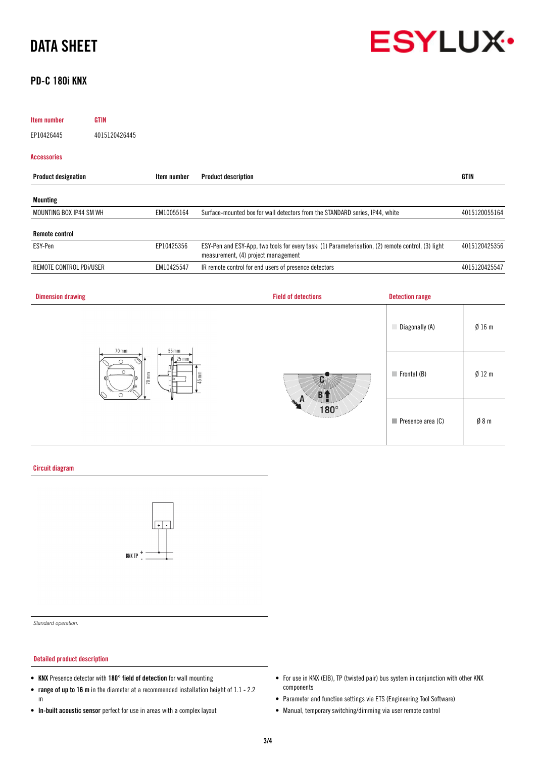# DATA SHEET

## PD-C 180i KNX

| Item number | GTIN |
|---|---|
| EP10426445 | 4015120426445 |

### Accessories

| Product designation | Item number | Product description | GTIN |
|---|---|---|---|
| **Mounting** | | | |
| MOUNTING BOX IP44 SM WH | EM10055164 | Surface-mounted box for wall detectors from the STANDARD series, IP44, white | 4015120055164 |
| **Remote control** | | | |
| ESY-Pen | EP10425356 | ESY-Pen and ESY-App, two tools for every task: (1) Parameterisation, (2) remote control, (3) light measurement, (4) project management | 4015120425356 |
| REMOTE CONTROL PDi/USER | EM10425547 | IR remote control for end users of presence detectors | 4015120425547 |

### Dimension drawing

70 mm, 70 mm, 55 mm, 25 mm, 45 mm

### Field of detections

A, B, C, 180°

### Detection range

| | |
|---|---|
| Diagonally (A) | Ø 16 m |
| Frontal (B) | Ø 12 m |
| Presence area (C) | Ø 8 m |

### Circuit diagram

KNX TP + -

*Standard operation.*

### Detailed product description

- **KNX** Presence detector with **180° field of detection** for wall mounting
- **range of up to 16 m** in the diameter at a recommended installation height of 1.1 - 2.2 m
- **In-built acoustic sensor** perfect for use in areas with a complex layout
- For use in KNX (EIB), TP (twisted pair) bus system in conjunction with other KNX components
- Parameter and function settings via ETS (Engineering Tool Software)
- Manual, temporary switching/dimming via user remote control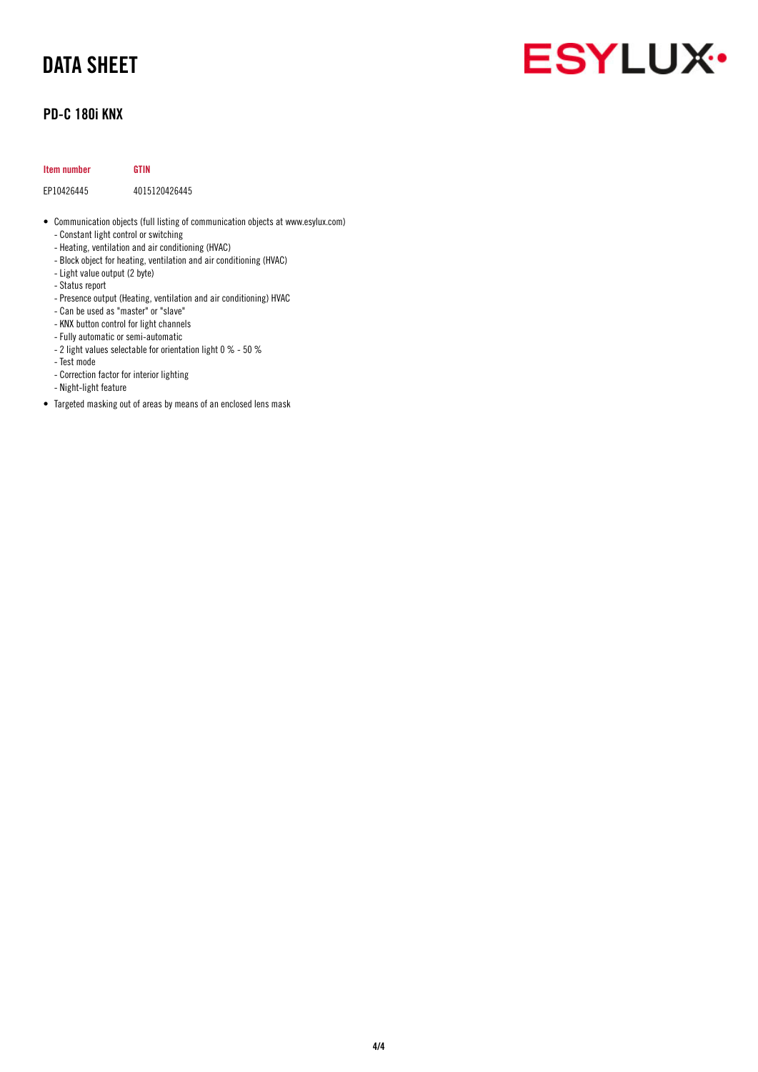# DATA SHEET

## PD-C 180i KNX

| Item number | GTIN |
| --- | --- |
| EP10426445 | 4015120426445 |

- Communication objects (full listing of communication objects at www.esylux.com)
  - Constant light control or switching
  - Heating, ventilation and air conditioning (HVAC)
  - Block object for heating, ventilation and air conditioning (HVAC)
  - Light value output (2 byte)
  - Status report
  - Presence output (Heating, ventilation and air conditioning) HVAC
  - Can be used as "master" or "slave"
  - KNX button control for light channels
  - Fully automatic or semi-automatic
  - 2 light values selectable for orientation light 0 % - 50 %
  - Test mode
  - Correction factor for interior lighting
  - Night-light feature
- Targeted masking out of areas by means of an enclosed lens mask